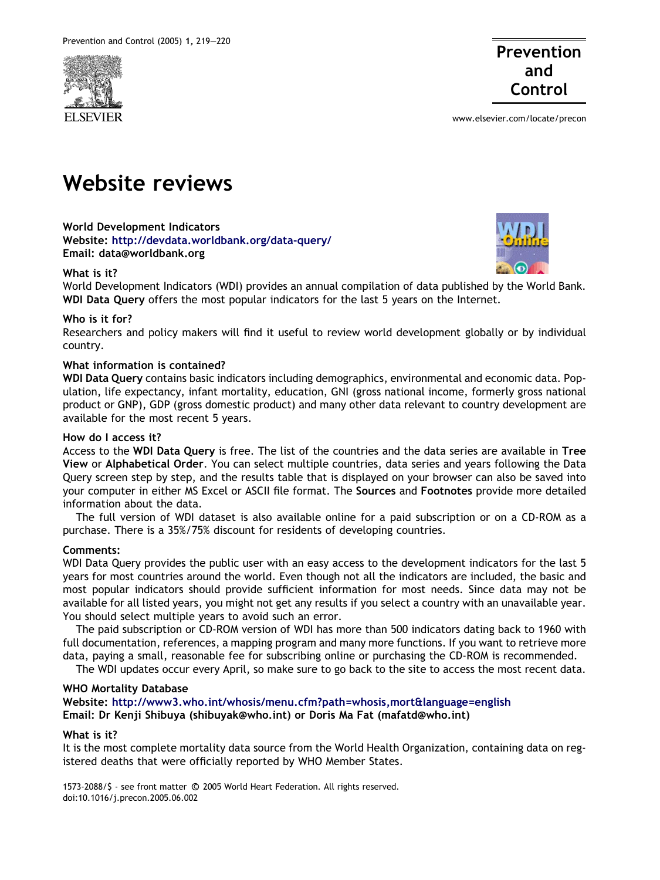# Website reviews

**World Development Indicators**
**Website:** http://devdata.worldbank.org/data-query/
**Email: data@worldbank.org**

### What is it?

World Development Indicators (WDI) provides an annual compilation of data published by the World Bank. **WDI Data Query** offers the most popular indicators for the last 5 years on the Internet.

### Who is it for?

Researchers and policy makers will find it useful to review world development globally or by individual country.

### What information is contained?

**WDI Data Query** contains basic indicators including demographics, environmental and economic data. Population, life expectancy, infant mortality, education, GNI (gross national income, formerly gross national product or GNP), GDP (gross domestic product) and many other data relevant to country development are available for the most recent 5 years.

### How do I access it?

Access to the **WDI Data Query** is free. The list of the countries and the data series are available in **Tree View** or **Alphabetical Order**. You can select multiple countries, data series and years following the Data Query screen step by step, and the results table that is displayed on your browser can also be saved into your computer in either MS Excel or ASCII file format. The **Sources** and **Footnotes** provide more detailed information about the data.

The full version of WDI dataset is also available online for a paid subscription or on a CD-ROM as a purchase. There is a 35%/75% discount for residents of developing countries.

### Comments:

WDI Data Query provides the public user with an easy access to the development indicators for the last 5 years for most countries around the world. Even though not all the indicators are included, the basic and most popular indicators should provide sufficient information for most needs. Since data may not be available for all listed years, you might not get any results if you select a country with an unavailable year. You should select multiple years to avoid such an error.

The paid subscription or CD-ROM version of WDI has more than 500 indicators dating back to 1960 with full documentation, references, a mapping program and many more functions. If you want to retrieve more data, paying a small, reasonable fee for subscribing online or purchasing the CD-ROM is recommended.

The WDI updates occur every April, so make sure to go back to the site to access the most recent data.

**WHO Mortality Database**
**Website:** http://www3.who.int/whosis/menu.cfm?path=whosis,mort&language=english
**Email: Dr Kenji Shibuya (shibuyak@who.int) or Doris Ma Fat (mafatd@who.int)**

### What is it?

It is the most complete mortality data source from the World Health Organization, containing data on registered deaths that were officially reported by WHO Member States.

1573-2088/$ - see front matter © 2005 World Heart Federation. All rights reserved.
doi:10.1016/j.precon.2005.06.002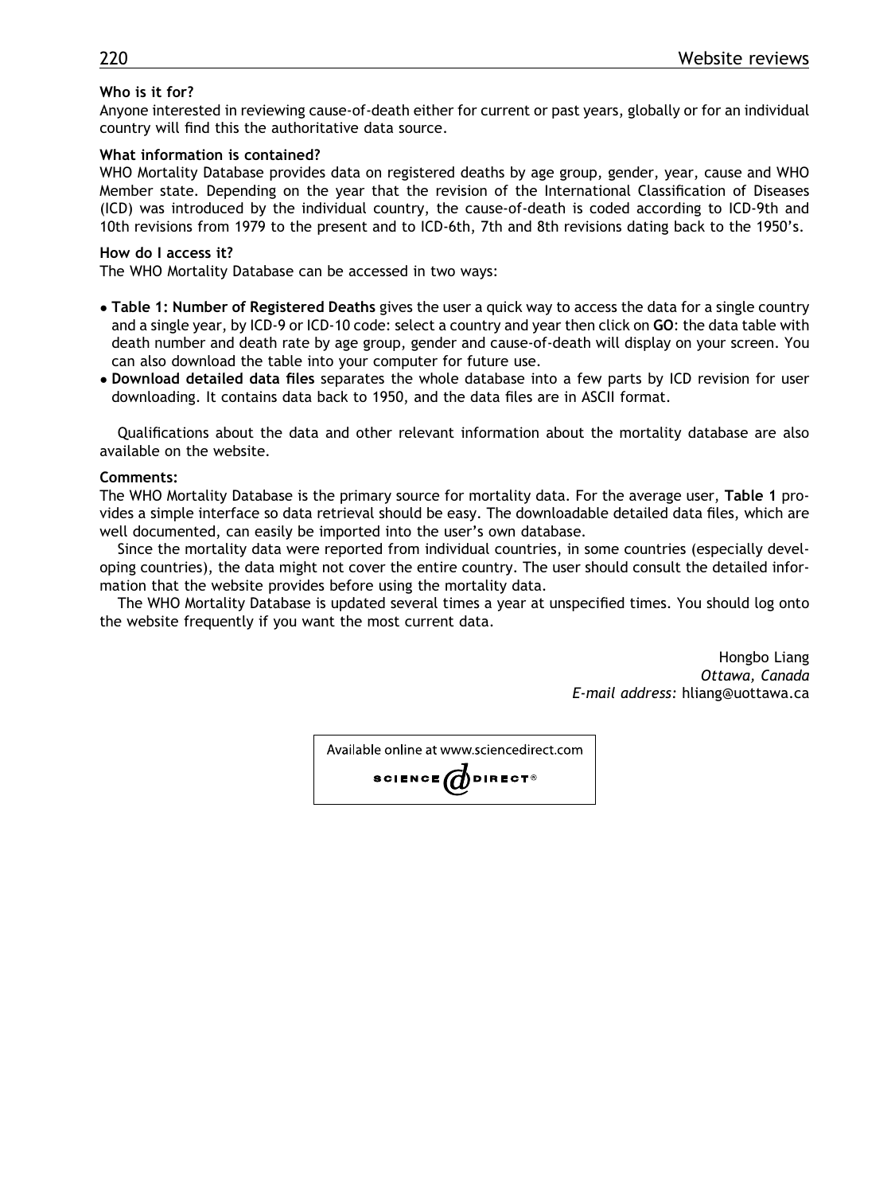**Who is it for?**

Anyone interested in reviewing cause-of-death either for current or past years, globally or for an individual country will find this the authoritative data source.

**What information is contained?**

WHO Mortality Database provides data on registered deaths by age group, gender, year, cause and WHO Member state. Depending on the year that the revision of the International Classification of Diseases (ICD) was introduced by the individual country, the cause-of-death is coded according to ICD-9th and 10th revisions from 1979 to the present and to ICD-6th, 7th and 8th revisions dating back to the 1950's.

**How do I access it?**

The WHO Mortality Database can be accessed in two ways:

- **Table 1: Number of Registered Deaths** gives the user a quick way to access the data for a single country and a single year, by ICD-9 or ICD-10 code: select a country and year then click on **GO**: the data table with death number and death rate by age group, gender and cause-of-death will display on your screen. You can also download the table into your computer for future use.
- **Download detailed data files** separates the whole database into a few parts by ICD revision for user downloading. It contains data back to 1950, and the data files are in ASCII format.

Qualifications about the data and other relevant information about the mortality database are also available on the website.

**Comments:**

The WHO Mortality Database is the primary source for mortality data. For the average user, **Table 1** provides a simple interface so data retrieval should be easy. The downloadable detailed data files, which are well documented, can easily be imported into the user's own database.

Since the mortality data were reported from individual countries, in some countries (especially developing countries), the data might not cover the entire country. The user should consult the detailed information that the website provides before using the mortality data.

The WHO Mortality Database is updated several times a year at unspecified times. You should log onto the website frequently if you want the most current data.

Hongbo Liang
*Ottawa, Canada*
*E-mail address:* hliang@uottawa.ca

Available online at www.sciencedirect.com

SCIENCE DIRECT®